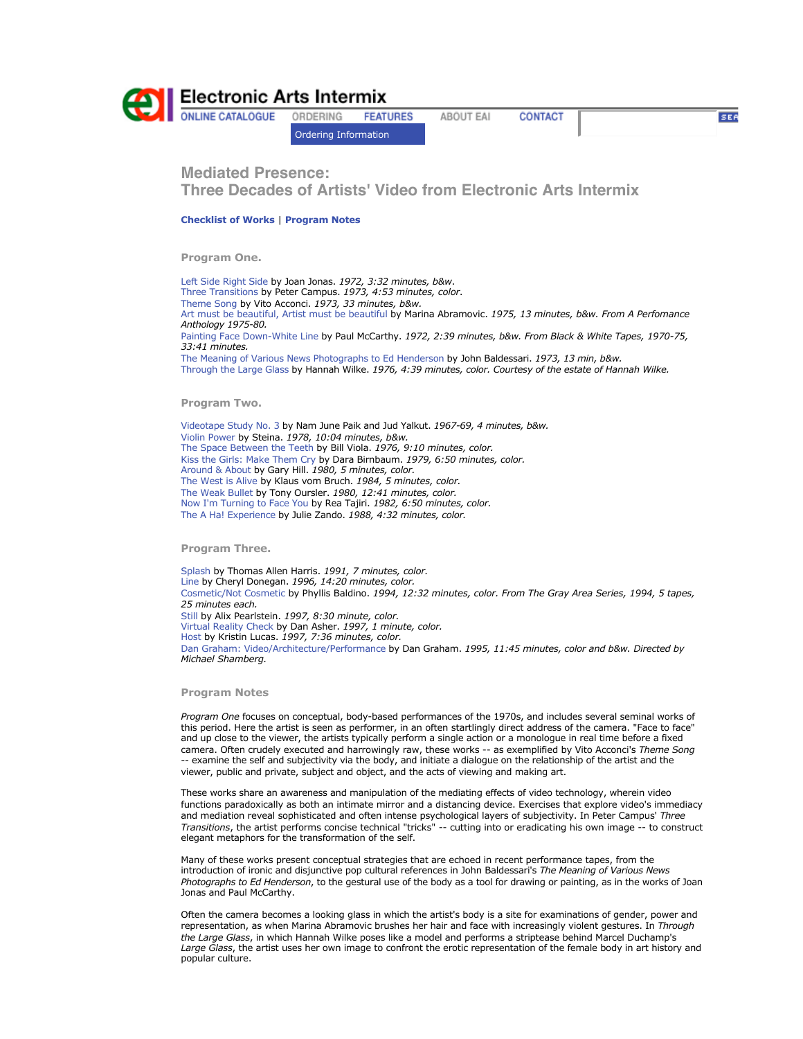# Electronic Arts Intermix

ONLINE CATALOGUE | ORDERING | FEATURES | ABOUT EAI | CONTACT

Ordering Information

## Mediated Presence: Three Decades of Artists' Video from Electronic Arts Intermix

**Checklist of Works** | **Program Notes**

### Program One.

Left Side Right Side by Joan Jonas. *1972, 3:32 minutes, b&w.*
Three Transitions by Peter Campus. *1973, 4:53 minutes, color.*
Theme Song by Vito Acconci. *1973, 33 minutes, b&w.*
Art must be beautiful, Artist must be beautiful by Marina Abramovic. *1975, 13 minutes, b&w. From A Perfomance Anthology 1975-80.*
Painting Face Down-White Line by Paul McCarthy. *1972, 2:39 minutes, b&w. From Black & White Tapes, 1970-75, 33:41 minutes.*
The Meaning of Various News Photographs to Ed Henderson by John Baldessari. *1973, 13 min, b&w.*
Through the Large Glass by Hannah Wilke. *1976, 4:39 minutes, color. Courtesy of the estate of Hannah Wilke.*

### Program Two.

Videotape Study No. 3 by Nam June Paik and Jud Yalkut. *1967-69, 4 minutes, b&w.*
Violin Power by Steina. *1978, 10:04 minutes, b&w.*
The Space Between the Teeth by Bill Viola. *1976, 9:10 minutes, color.*
Kiss the Girls: Make Them Cry by Dara Birnbaum. *1979, 6:50 minutes, color.*
Around & About by Gary Hill. *1980, 5 minutes, color.*
The West is Alive by Klaus vom Bruch. *1984, 5 minutes, color.*
The Weak Bullet by Tony Oursler. *1980, 12:41 minutes, color.*
Now I'm Turning to Face You by Rea Tajiri. *1982, 6:50 minutes, color.*
The A Ha! Experience by Julie Zando. *1988, 4:32 minutes, color.*

### Program Three.

Splash by Thomas Allen Harris. *1991, 7 minutes, color.*
Line by Cheryl Donegan. *1996, 14:20 minutes, color.*
Cosmetic/Not Cosmetic by Phyllis Baldino. *1994, 12:32 minutes, color. From The Gray Area Series, 1994, 5 tapes, 25 minutes each.*
Still by Alix Pearlstein. *1997, 8:30 minute, color.*
Virtual Reality Check by Dan Asher. *1997, 1 minute, color.*
Host by Kristin Lucas. *1997, 7:36 minutes, color.*
Dan Graham: Video/Architecture/Performance by Dan Graham. *1995, 11:45 minutes, color and b&w. Directed by Michael Shamberg.*

### Program Notes

*Program One* focuses on conceptual, body-based performances of the 1970s, and includes several seminal works of this period. Here the artist is seen as performer, in an often startlingly direct address of the camera. "Face to face" and up close to the viewer, the artists typically perform a single action or a monologue in real time before a fixed camera. Often crudely executed and harrowingly raw, these works -- as exemplified by Vito Acconci's *Theme Song* -- examine the self and subjectivity via the body, and initiate a dialogue on the relationship of the artist and the viewer, public and private, subject and object, and the acts of viewing and making art.

These works share an awareness and manipulation of the mediating effects of video technology, wherein video functions paradoxically as both an intimate mirror and a distancing device. Exercises that explore video's immediacy and mediation reveal sophisticated and often intense psychological layers of subjectivity. In Peter Campus' *Three Transitions*, the artist performs concise technical "tricks" -- cutting into or eradicating his own image -- to construct elegant metaphors for the transformation of the self.

Many of these works present conceptual strategies that are echoed in recent performance tapes, from the introduction of ironic and disjunctive pop cultural references in John Baldessari's *The Meaning of Various News Photographs to Ed Henderson*, to the gestural use of the body as a tool for drawing or painting, as in the works of Joan Jonas and Paul McCarthy.

Often the camera becomes a looking glass in which the artist's body is a site for examinations of gender, power and representation, as when Marina Abramovic brushes her hair and face with increasingly violent gestures. In *Through the Large Glass*, in which Hannah Wilke poses like a model and performs a striptease behind Marcel Duchamp's *Large Glass*, the artist uses her own image to confront the erotic representation of the female body in art history and popular culture.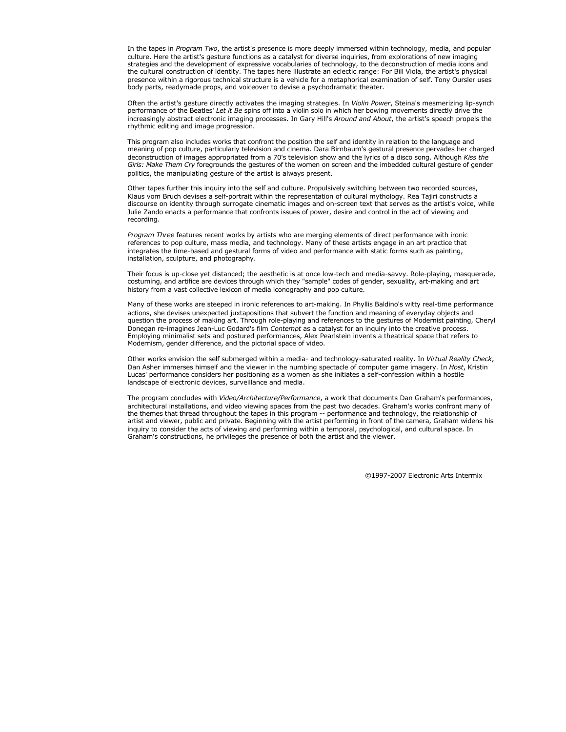In the tapes in *Program Two*, the artist's presence is more deeply immersed within technology, media, and popular culture. Here the artist's gesture functions as a catalyst for diverse inquiries, from explorations of new imaging strategies and the development of expressive vocabularies of technology, to the deconstruction of media icons and the cultural construction of identity. The tapes here illustrate an eclectic range: For Bill Viola, the artist's physical presence within a rigorous technical structure is a vehicle for a metaphorical examination of self. Tony Oursler uses body parts, readymade props, and voiceover to devise a psychodramatic theater.

Often the artist's gesture directly activates the imaging strategies. In *Violin Power*, Steina's mesmerizing lip-synch performance of the Beatles' *Let it Be* spins off into a violin solo in which her bowing movements directly drive the increasingly abstract electronic imaging processes. In Gary Hill's *Around and About*, the artist's speech propels the rhythmic editing and image progression.

This program also includes works that confront the position the self and identity in relation to the language and meaning of pop culture, particularly television and cinema. Dara Birnbaum's gestural presence pervades her charged deconstruction of images appropriated from a 70's television show and the lyrics of a disco song. Although *Kiss the Girls: Make Them Cry* foregrounds the gestures of the women on screen and the imbedded cultural gesture of gender politics, the manipulating gesture of the artist is always present.

Other tapes further this inquiry into the self and culture. Propulsively switching between two recorded sources, Klaus vom Bruch devises a self-portrait within the representation of cultural mythology. Rea Tajiri constructs a discourse on identity through surrogate cinematic images and on-screen text that serves as the artist's voice, while Julie Zando enacts a performance that confronts issues of power, desire and control in the act of viewing and recording.

*Program Three* features recent works by artists who are merging elements of direct performance with ironic references to pop culture, mass media, and technology. Many of these artists engage in an art practice that integrates the time-based and gestural forms of video and performance with static forms such as painting, installation, sculpture, and photography.

Their focus is up-close yet distanced; the aesthetic is at once low-tech and media-savvy. Role-playing, masquerade, costuming, and artifice are devices through which they "sample" codes of gender, sexuality, art-making and art history from a vast collective lexicon of media iconography and pop culture.

Many of these works are steeped in ironic references to art-making. In Phyllis Baldino's witty real-time performance actions, she devises unexpected juxtapositions that subvert the function and meaning of everyday objects and question the process of making art. Through role-playing and references to the gestures of Modernist painting, Cheryl Donegan re-imagines Jean-Luc Godard's film *Contempt* as a catalyst for an inquiry into the creative process. Employing minimalist sets and postured performances, Alex Pearlstein invents a theatrical space that refers to Modernism, gender difference, and the pictorial space of video.

Other works envision the self submerged within a media- and technology-saturated reality. In *Virtual Reality Check*, Dan Asher immerses himself and the viewer in the numbing spectacle of computer game imagery. In *Host*, Kristin Lucas' performance considers her positioning as a women as she initiates a self-confession within a hostile landscape of electronic devices, surveillance and media.

The program concludes with *Video/Architecture/Performance*, a work that documents Dan Graham's performances, architectural installations, and video viewing spaces from the past two decades. Graham's works confront many of the themes that thread throughout the tapes in this program -- performance and technology, the relationship of artist and viewer, public and private. Beginning with the artist performing in front of the camera, Graham widens his inquiry to consider the acts of viewing and performing within a temporal, psychological, and cultural space. In Graham's constructions, he privileges the presence of both the artist and the viewer.

©1997-2007 Electronic Arts Intermix